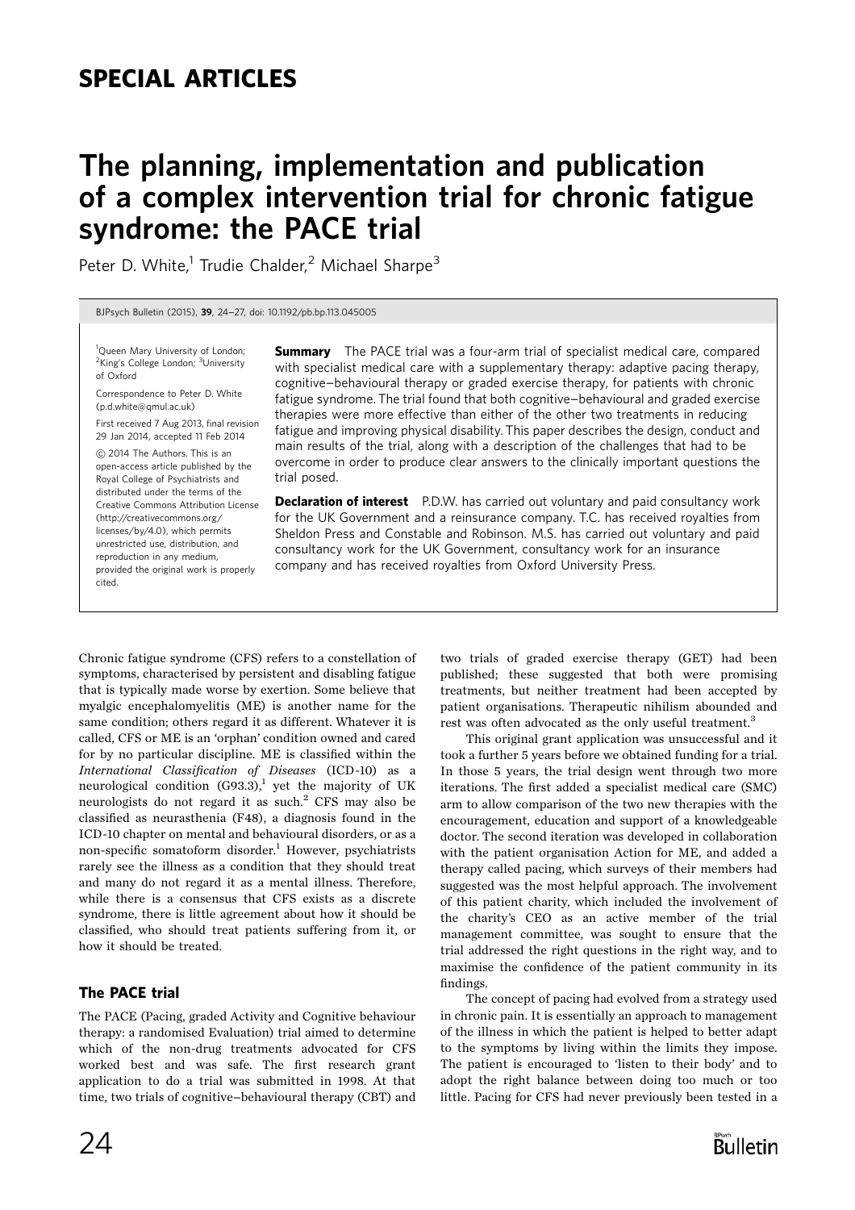## SPECIAL ARTICLES

# The planning, implementation and publication of a complex intervention trial for chronic fatigue syndrome: the PACE trial

Peter D. White,[1] Trudie Chalder,[2] Michael Sharpe[3]

BJPsych Bulletin (2015), **39**, 24–27, doi: 10.1192/pb.bp.113.045005

[1]Queen Mary University of London; [2]King's College London; [3]University of Oxford

Correspondence to Peter D. White (p.d.white@qmul.ac.uk)

First received 7 Aug 2013, final revision 29 Jan 2014, accepted 11 Feb 2014

© 2014 The Authors. This is an open-access article published by the Royal College of Psychiatrists and distributed under the terms of the Creative Commons Attribution License (http://creativecommons.org/licenses/by/4.0), which permits unrestricted use, distribution, and reproduction in any medium, provided the original work is properly cited.

**Summary** The PACE trial was a four-arm trial of specialist medical care, compared with specialist medical care with a supplementary therapy: adaptive pacing therapy, cognitive–behavioural therapy or graded exercise therapy, for patients with chronic fatigue syndrome. The trial found that both cognitive–behavioural and graded exercise therapies were more effective than either of the other two treatments in reducing fatigue and improving physical disability. This paper describes the design, conduct and main results of the trial, along with a description of the challenges that had to be overcome in order to produce clear answers to the clinically important questions the trial posed.

**Declaration of interest** P.D.W. has carried out voluntary and paid consultancy work for the UK Government and a reinsurance company. T.C. has received royalties from Sheldon Press and Constable and Robinson. M.S. has carried out voluntary and paid consultancy work for the UK Government, consultancy work for an insurance company and has received royalties from Oxford University Press.

Chronic fatigue syndrome (CFS) refers to a constellation of symptoms, characterised by persistent and disabling fatigue that is typically made worse by exertion. Some believe that myalgic encephalomyelitis (ME) is another name for the same condition; others regard it as different. Whatever it is called, CFS or ME is an 'orphan' condition owned and cared for by no particular discipline. ME is classified within the *International Classification of Diseases* (ICD-10) as a neurological condition (G93.3),[1] yet the majority of UK neurologists do not regard it as such.[2] CFS may also be classified as neurasthenia (F48), a diagnosis found in the ICD-10 chapter on mental and behavioural disorders, or as a non-specific somatoform disorder.[1] However, psychiatrists rarely see the illness as a condition that they should treat and many do not regard it as a mental illness. Therefore, while there is a consensus that CFS exists as a discrete syndrome, there is little agreement about how it should be classified, who should treat patients suffering from it, or how it should be treated.

## The PACE trial

The PACE (Pacing, graded Activity and Cognitive behaviour therapy: a randomised Evaluation) trial aimed to determine which of the non-drug treatments advocated for CFS worked best and was safe. The first research grant application to do a trial was submitted in 1998. At that time, two trials of cognitive–behavioural therapy (CBT) and two trials of graded exercise therapy (GET) had been published; these suggested that both were promising treatments, but neither treatment had been accepted by patient organisations. Therapeutic nihilism abounded and rest was often advocated as the only useful treatment.[3]

This original grant application was unsuccessful and it took a further 5 years before we obtained funding for a trial. In those 5 years, the trial design went through two more iterations. The first added a specialist medical care (SMC) arm to allow comparison of the two new therapies with the encouragement, education and support of a knowledgeable doctor. The second iteration was developed in collaboration with the patient organisation Action for ME, and added a therapy called pacing, which surveys of their members had suggested was the most helpful approach. The involvement of this patient charity, which included the involvement of the charity's CEO as an active member of the trial management committee, was sought to ensure that the trial addressed the right questions in the right way, and to maximise the confidence of the patient community in its findings.

The concept of pacing had evolved from a strategy used in chronic pain. It is essentially an approach to management of the illness in which the patient is helped to better adapt to the symptoms by living within the limits they impose. The patient is encouraged to 'listen to their body' and to adopt the right balance between doing too much or too little. Pacing for CFS had never previously been tested in a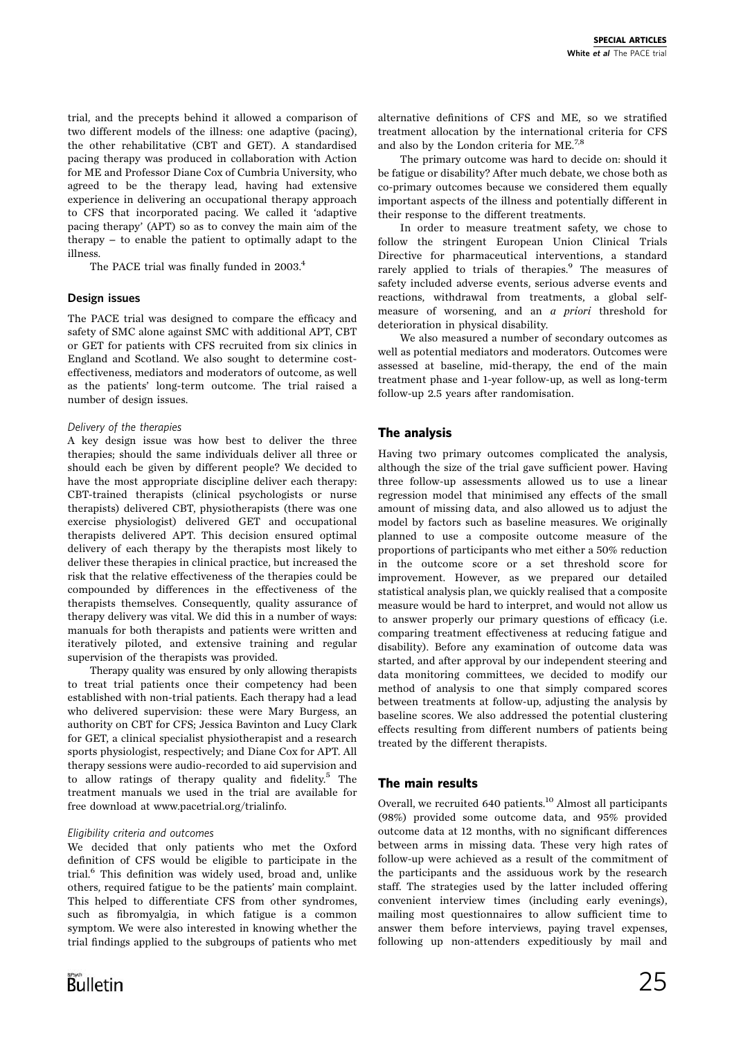trial, and the precepts behind it allowed a comparison of two different models of the illness: one adaptive (pacing), the other rehabilitative (CBT and GET). A standardised pacing therapy was produced in collaboration with Action for ME and Professor Diane Cox of Cumbria University, who agreed to be the therapy lead, having had extensive experience in delivering an occupational therapy approach to CFS that incorporated pacing. We called it 'adaptive pacing therapy' (APT) so as to convey the main aim of the therapy – to enable the patient to optimally adapt to the illness.

The PACE trial was finally funded in 2003.[4]

### Design issues

The PACE trial was designed to compare the efficacy and safety of SMC alone against SMC with additional APT, CBT or GET for patients with CFS recruited from six clinics in England and Scotland. We also sought to determine cost-effectiveness, mediators and moderators of outcome, as well as the patients' long-term outcome. The trial raised a number of design issues.

#### *Delivery of the therapies*

A key design issue was how best to deliver the three therapies; should the same individuals deliver all three or should each be given by different people? We decided to have the most appropriate discipline deliver each therapy: CBT-trained therapists (clinical psychologists or nurse therapists) delivered CBT, physiotherapists (there was one exercise physiologist) delivered GET and occupational therapists delivered APT. This decision ensured optimal delivery of each therapy by the therapists most likely to deliver these therapies in clinical practice, but increased the risk that the relative effectiveness of the therapies could be compounded by differences in the effectiveness of the therapists themselves. Consequently, quality assurance of therapy delivery was vital. We did this in a number of ways: manuals for both therapists and patients were written and iteratively piloted, and extensive training and regular supervision of the therapists was provided.

Therapy quality was ensured by only allowing therapists to treat trial patients once their competency had been established with non-trial patients. Each therapy had a lead who delivered supervision: these were Mary Burgess, an authority on CBT for CFS; Jessica Bavinton and Lucy Clark for GET, a clinical specialist physiotherapist and a research sports physiologist, respectively; and Diane Cox for APT. All therapy sessions were audio-recorded to aid supervision and to allow ratings of therapy quality and fidelity.[5] The treatment manuals we used in the trial are available for free download at www.pacetrial.org/trialinfo.

#### *Eligibility criteria and outcomes*

We decided that only patients who met the Oxford definition of CFS would be eligible to participate in the trial.[6] This definition was widely used, broad and, unlike others, required fatigue to be the patients' main complaint. This helped to differentiate CFS from other syndromes, such as fibromyalgia, in which fatigue is a common symptom. We were also interested in knowing whether the trial findings applied to the subgroups of patients who met alternative definitions of CFS and ME, so we stratified treatment allocation by the international criteria for CFS and also by the London criteria for ME.[7,8]

The primary outcome was hard to decide on: should it be fatigue or disability? After much debate, we chose both as co-primary outcomes because we considered them equally important aspects of the illness and potentially different in their response to the different treatments.

In order to measure treatment safety, we chose to follow the stringent European Union Clinical Trials Directive for pharmaceutical interventions, a standard rarely applied to trials of therapies.[9] The measures of safety included adverse events, serious adverse events and reactions, withdrawal from treatments, a global self-measure of worsening, and an *a priori* threshold for deterioration in physical disability.

We also measured a number of secondary outcomes as well as potential mediators and moderators. Outcomes were assessed at baseline, mid-therapy, the end of the main treatment phase and 1-year follow-up, as well as long-term follow-up 2.5 years after randomisation.

## The analysis

Having two primary outcomes complicated the analysis, although the size of the trial gave sufficient power. Having three follow-up assessments allowed us to use a linear regression model that minimised any effects of the small amount of missing data, and also allowed us to adjust the model by factors such as baseline measures. We originally planned to use a composite outcome measure of the proportions of participants who met either a 50% reduction in the outcome score or a set threshold score for improvement. However, as we prepared our detailed statistical analysis plan, we quickly realised that a composite measure would be hard to interpret, and would not allow us to answer properly our primary questions of efficacy (i.e. comparing treatment effectiveness at reducing fatigue and disability). Before any examination of outcome data was started, and after approval by our independent steering and data monitoring committees, we decided to modify our method of analysis to one that simply compared scores between treatments at follow-up, adjusting the analysis by baseline scores. We also addressed the potential clustering effects resulting from different numbers of patients being treated by the different therapists.

## The main results

Overall, we recruited 640 patients.[10] Almost all participants (98%) provided some outcome data, and 95% provided outcome data at 12 months, with no significant differences between arms in missing data. These very high rates of follow-up were achieved as a result of the commitment of the participants and the assiduous work by the research staff. The strategies used by the latter included offering convenient interview times (including early evenings), mailing most questionnaires to allow sufficient time to answer them before interviews, paying travel expenses, following up non-attenders expeditiously by mail and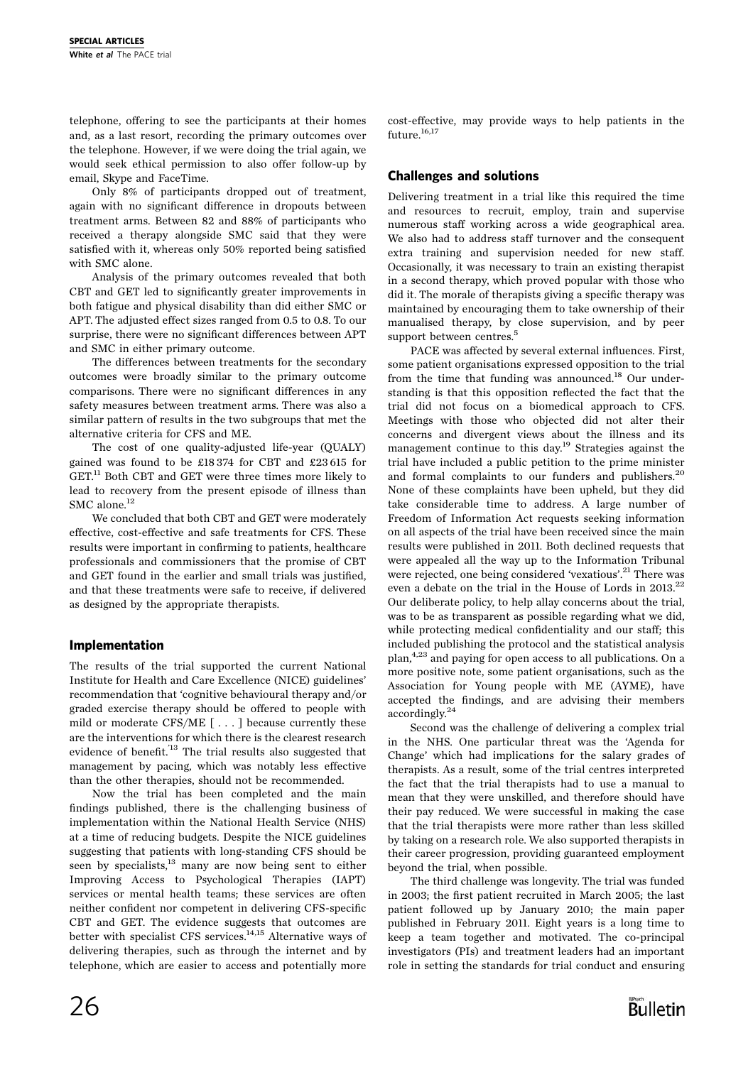telephone, offering to see the participants at their homes and, as a last resort, recording the primary outcomes over the telephone. However, if we were doing the trial again, we would seek ethical permission to also offer follow-up by email, Skype and FaceTime.

Only 8% of participants dropped out of treatment, again with no significant difference in dropouts between treatment arms. Between 82 and 88% of participants who received a therapy alongside SMC said that they were satisfied with it, whereas only 50% reported being satisfied with SMC alone.

Analysis of the primary outcomes revealed that both CBT and GET led to significantly greater improvements in both fatigue and physical disability than did either SMC or APT. The adjusted effect sizes ranged from 0.5 to 0.8. To our surprise, there were no significant differences between APT and SMC in either primary outcome.

The differences between treatments for the secondary outcomes were broadly similar to the primary outcome comparisons. There were no significant differences in any safety measures between treatment arms. There was also a similar pattern of results in the two subgroups that met the alternative criteria for CFS and ME.

The cost of one quality-adjusted life-year (QUALY) gained was found to be £18 374 for CBT and £23 615 for GET.[11] Both CBT and GET were three times more likely to lead to recovery from the present episode of illness than SMC alone.[12]

We concluded that both CBT and GET were moderately effective, cost-effective and safe treatments for CFS. These results were important in confirming to patients, healthcare professionals and commissioners that the promise of CBT and GET found in the earlier and small trials was justified, and that these treatments were safe to receive, if delivered as designed by the appropriate therapists.

## Implementation

The results of the trial supported the current National Institute for Health and Care Excellence (NICE) guidelines' recommendation that 'cognitive behavioural therapy and/or graded exercise therapy should be offered to people with mild or moderate CFS/ME [ . . . ] because currently these are the interventions for which there is the clearest research evidence of benefit.'[13] The trial results also suggested that management by pacing, which was notably less effective than the other therapies, should not be recommended.

Now the trial has been completed and the main findings published, there is the challenging business of implementation within the National Health Service (NHS) at a time of reducing budgets. Despite the NICE guidelines suggesting that patients with long-standing CFS should be seen by specialists,[13] many are now being sent to either Improving Access to Psychological Therapies (IAPT) services or mental health teams; these services are often neither confident nor competent in delivering CFS-specific CBT and GET. The evidence suggests that outcomes are better with specialist CFS services.[14,15] Alternative ways of delivering therapies, such as through the internet and by telephone, which are easier to access and potentially more cost-effective, may provide ways to help patients in the future.[16,17]

## Challenges and solutions

Delivering treatment in a trial like this required the time and resources to recruit, employ, train and supervise numerous staff working across a wide geographical area. We also had to address staff turnover and the consequent extra training and supervision needed for new staff. Occasionally, it was necessary to train an existing therapist in a second therapy, which proved popular with those who did it. The morale of therapists giving a specific therapy was maintained by encouraging them to take ownership of their manualised therapy, by close supervision, and by peer support between centres.[5]

PACE was affected by several external influences. First, some patient organisations expressed opposition to the trial from the time that funding was announced.[18] Our understanding is that this opposition reflected the fact that the trial did not focus on a biomedical approach to CFS. Meetings with those who objected did not alter their concerns and divergent views about the illness and its management continue to this day.[19] Strategies against the trial have included a public petition to the prime minister and formal complaints to our funders and publishers.[20] None of these complaints have been upheld, but they did take considerable time to address. A large number of Freedom of Information Act requests seeking information on all aspects of the trial have been received since the main results were published in 2011. Both declined requests that were appealed all the way up to the Information Tribunal were rejected, one being considered 'vexatious'.[21] There was even a debate on the trial in the House of Lords in 2013.[22] Our deliberate policy, to help allay concerns about the trial, was to be as transparent as possible regarding what we did, while protecting medical confidentiality and our staff; this included publishing the protocol and the statistical analysis plan,[4,23] and paying for open access to all publications. On a more positive note, some patient organisations, such as the Association for Young people with ME (AYME), have accepted the findings, and are advising their members accordingly.[24]

Second was the challenge of delivering a complex trial in the NHS. One particular threat was the 'Agenda for Change' which had implications for the salary grades of therapists. As a result, some of the trial centres interpreted the fact that the trial therapists had to use a manual to mean that they were unskilled, and therefore should have their pay reduced. We were successful in making the case that the trial therapists were more rather than less skilled by taking on a research role. We also supported therapists in their career progression, providing guaranteed employment beyond the trial, when possible.

The third challenge was longevity. The trial was funded in 2003; the first patient recruited in March 2005; the last patient followed up by January 2010; the main paper published in February 2011. Eight years is a long time to keep a team together and motivated. The co-principal investigators (PIs) and treatment leaders had an important role in setting the standards for trial conduct and ensuring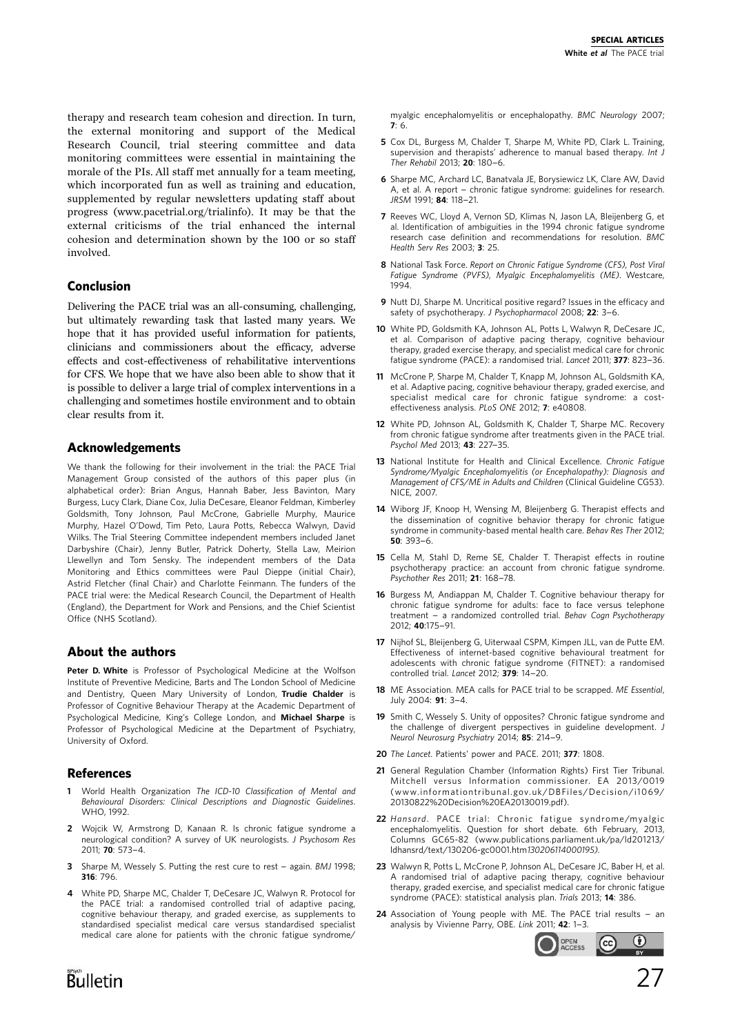therapy and research team cohesion and direction. In turn, the external monitoring and support of the Medical Research Council, trial steering committee and data monitoring committees were essential in maintaining the morale of the PIs. All staff met annually for a team meeting, which incorporated fun as well as training and education, supplemented by regular newsletters updating staff about progress (www.pacetrial.org/trialinfo). It may be that the external criticisms of the trial enhanced the internal cohesion and determination shown by the 100 or so staff involved.

## Conclusion

Delivering the PACE trial was an all-consuming, challenging, but ultimately rewarding task that lasted many years. We hope that it has provided useful information for patients, clinicians and commissioners about the efficacy, adverse effects and cost-effectiveness of rehabilitative interventions for CFS. We hope that we have also been able to show that it is possible to deliver a large trial of complex interventions in a challenging and sometimes hostile environment and to obtain clear results from it.

## Acknowledgements

We thank the following for their involvement in the trial: the PACE Trial Management Group consisted of the authors of this paper plus (in alphabetical order): Brian Angus, Hannah Baber, Jess Bavinton, Mary Burgess, Lucy Clark, Diane Cox, Julia DeCesare, Eleanor Feldman, Kimberley Goldsmith, Tony Johnson, Paul McCrone, Gabrielle Murphy, Maurice Murphy, Hazel O'Dowd, Tim Peto, Laura Potts, Rebecca Walwyn, David Wilks. The Trial Steering Committee independent members included Janet Darbyshire (Chair), Jenny Butler, Patrick Doherty, Stella Law, Meirion Llewellyn and Tom Sensky. The independent members of the Data Monitoring and Ethics committees were Paul Dieppe (initial Chair), Astrid Fletcher (final Chair) and Charlotte Feinmann. The funders of the PACE trial were: the Medical Research Council, the Department of Health (England), the Department for Work and Pensions, and the Chief Scientist Office (NHS Scotland).

## About the authors

**Peter D. White** is Professor of Psychological Medicine at the Wolfson Institute of Preventive Medicine, Barts and The London School of Medicine and Dentistry, Queen Mary University of London, **Trudie Chalder** is Professor of Cognitive Behaviour Therapy at the Academic Department of Psychological Medicine, King's College London, and **Michael Sharpe** is Professor of Psychological Medicine at the Department of Psychiatry, University of Oxford.

## References

1. World Health Organization *The ICD-10 Classification of Mental and Behavioural Disorders: Clinical Descriptions and Diagnostic Guidelines*. WHO, 1992.
2. Wojcik W, Armstrong D, Kanaan R. Is chronic fatigue syndrome a neurological condition? A survey of UK neurologists. *J Psychosom Res* 2011; **70**: 573–4.
3. Sharpe M, Wessely S. Putting the rest cure to rest – again. *BMJ* 1998; **316**: 796.
4. White PD, Sharpe MC, Chalder T, DeCesare JC, Walwyn R. Protocol for the PACE trial: a randomised controlled trial of adaptive pacing, cognitive behaviour therapy, and graded exercise, as supplements to standardised specialist medical care versus standardised specialist medical care alone for patients with the chronic fatigue syndrome/myalgic encephalomyelitis or encephalopathy. *BMC Neurology* 2007; **7**: 6.
5. Cox DL, Burgess M, Chalder T, Sharpe M, White PD, Clark L. Training, supervision and therapists' adherence to manual based therapy. *Int J Ther Rehabil* 2013; **20**: 180–6.
6. Sharpe MC, Archard LC, Banatvala JE, Borysiewicz LK, Clare AW, David A, et al. A report – chronic fatigue syndrome: guidelines for research. *JRSM* 1991; **84**: 118–21.
7. Reeves WC, Lloyd A, Vernon SD, Klimas N, Jason LA, Bleijenberg G, et al. Identification of ambiguities in the 1994 chronic fatigue syndrome research case definition and recommendations for resolution. *BMC Health Serv Res* 2003; **3**: 25.
8. National Task Force. *Report on Chronic Fatigue Syndrome (CFS), Post Viral Fatigue Syndrome (PVFS), Myalgic Encephalomyelitis (ME)*. Westcare, 1994.
9. Nutt DJ, Sharpe M. Uncritical positive regard? Issues in the efficacy and safety of psychotherapy. *J Psychopharmacol* 2008; **22**: 3–6.
10. White PD, Goldsmith KA, Johnson AL, Potts L, Walwyn R, DeCesare JC, et al. Comparison of adaptive pacing therapy, cognitive behaviour therapy, graded exercise therapy, and specialist medical care for chronic fatigue syndrome (PACE): a randomised trial. *Lancet* 2011; **377**: 823–36.
11. McCrone P, Sharpe M, Chalder T, Knapp M, Johnson AL, Goldsmith KA, et al. Adaptive pacing, cognitive behaviour therapy, graded exercise, and specialist medical care for chronic fatigue syndrome: a cost-effectiveness analysis. *PLoS ONE* 2012; **7**: e40808.
12. White PD, Johnson AL, Goldsmith K, Chalder T, Sharpe MC. Recovery from chronic fatigue syndrome after treatments given in the PACE trial. *Psychol Med* 2013; **43**: 227–35.
13. National Institute for Health and Clinical Excellence. *Chronic Fatigue Syndrome/Myalgic Encephalomyelitis (or Encephalopathy): Diagnosis and Management of CFS/ME in Adults and Children* (Clinical Guideline CG53). NICE, 2007.
14. Wiborg JF, Knoop H, Wensing M, Bleijenberg G. Therapist effects and the dissemination of cognitive behavior therapy for chronic fatigue syndrome in community-based mental health care. *Behav Res Ther* 2012; **50**: 393–6.
15. Cella M, Stahl D, Reme SE, Chalder T. Therapist effects in routine psychotherapy practice: an account from chronic fatigue syndrome. *Psychother Res* 2011; **21**: 168–78.
16. Burgess M, Andiappan M, Chalder T. Cognitive behaviour therapy for chronic fatigue syndrome for adults: face to face versus telephone treatment – a randomized controlled trial. *Behav Cogn Psychotherapy* 2012; **40**:175–91.
17. Nijhof SL, Bleijenberg G, Uiterwaal CSPM, Kimpen JLL, van de Putte EM. Effectiveness of internet-based cognitive behavioural treatment for adolescents with chronic fatigue syndrome (FITNET): a randomised controlled trial. *Lancet* 2012; **379**: 14–20.
18. ME Association. MEA calls for PACE trial to be scrapped. *ME Essential*, July 2004: **91**: 3–4.
19. Smith C, Wessely S. Unity of opposites? Chronic fatigue syndrome and the challenge of divergent perspectives in guideline development. *J Neurol Neurosurg Psychiatry* 2014; **85**: 214–9.
20. *The Lancet.* Patients' power and PACE. 2011; **377**: 1808.
21. General Regulation Chamber (Information Rights) First Tier Tribunal. Mitchell versus Information commissioner. EA 2013/0019 (www.informationtribunal.gov.uk/DBFiles/Decision/i1069/20130822%20Decision%20EA20130019.pdf).
22. *Hansard*. PACE trial: Chronic fatigue syndrome/myalgic encephalomyelitis. Question for short debate. 6th February, 2013, Columns GC65-82 (www.publications.parliament.uk/pa/ld201213/ldhansrd/text/130206-gc0001.htm*130206114000195).*
23. Walwyn R, Potts L, McCrone P, Johnson AL, DeCesare JC, Baber H, et al. A randomised trial of adaptive pacing therapy, cognitive behaviour therapy, graded exercise, and specialist medical care for chronic fatigue syndrome (PACE): statistical analysis plan. *Trials* 2013; **14**: 386.
24. Association of Young people with ME. The PACE trial results – an analysis by Vivienne Parry, OBE. *Link* 2011; **42**: 1–3.